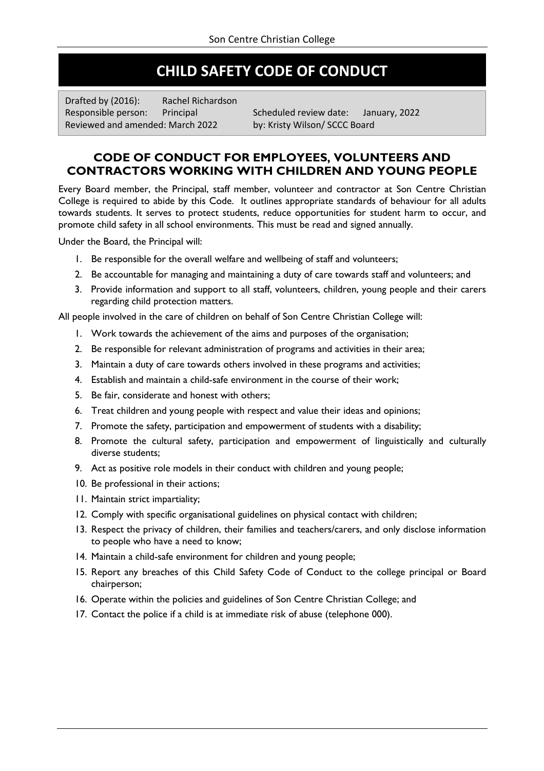# CHILD SAFETY CODE OF CONDUCT

| | | | |
|---|---|---|---|
| Drafted by (2016): | Rachel Richardson | | |
| Responsible person: | Principal | Scheduled review date: | January, 2022 |
| Reviewed and amended: March 2022 | | by: Kristy Wilson/ SCCC Board | |

## CODE OF CONDUCT FOR EMPLOYEES, VOLUNTEERS AND CONTRACTORS WORKING WITH CHILDREN AND YOUNG PEOPLE

Every Board member, the Principal, staff member, volunteer and contractor at Son Centre Christian College is required to abide by this Code. It outlines appropriate standards of behaviour for all adults towards students. It serves to protect students, reduce opportunities for student harm to occur, and promote child safety in all school environments. This must be read and signed annually.

Under the Board, the Principal will:

1. Be responsible for the overall welfare and wellbeing of staff and volunteers;
2. Be accountable for managing and maintaining a duty of care towards staff and volunteers; and
3. Provide information and support to all staff, volunteers, children, young people and their carers regarding child protection matters.

All people involved in the care of children on behalf of Son Centre Christian College will:

1. Work towards the achievement of the aims and purposes of the organisation;
2. Be responsible for relevant administration of programs and activities in their area;
3. Maintain a duty of care towards others involved in these programs and activities;
4. Establish and maintain a child-safe environment in the course of their work;
5. Be fair, considerate and honest with others;
6. Treat children and young people with respect and value their ideas and opinions;
7. Promote the safety, participation and empowerment of students with a disability;
8. Promote the cultural safety, participation and empowerment of linguistically and culturally diverse students;
9. Act as positive role models in their conduct with children and young people;
10. Be professional in their actions;
11. Maintain strict impartiality;
12. Comply with specific organisational guidelines on physical contact with children;
13. Respect the privacy of children, their families and teachers/carers, and only disclose information to people who have a need to know;
14. Maintain a child-safe environment for children and young people;
15. Report any breaches of this Child Safety Code of Conduct to the college principal or Board chairperson;
16. Operate within the policies and guidelines of Son Centre Christian College; and
17. Contact the police if a child is at immediate risk of abuse (telephone 000).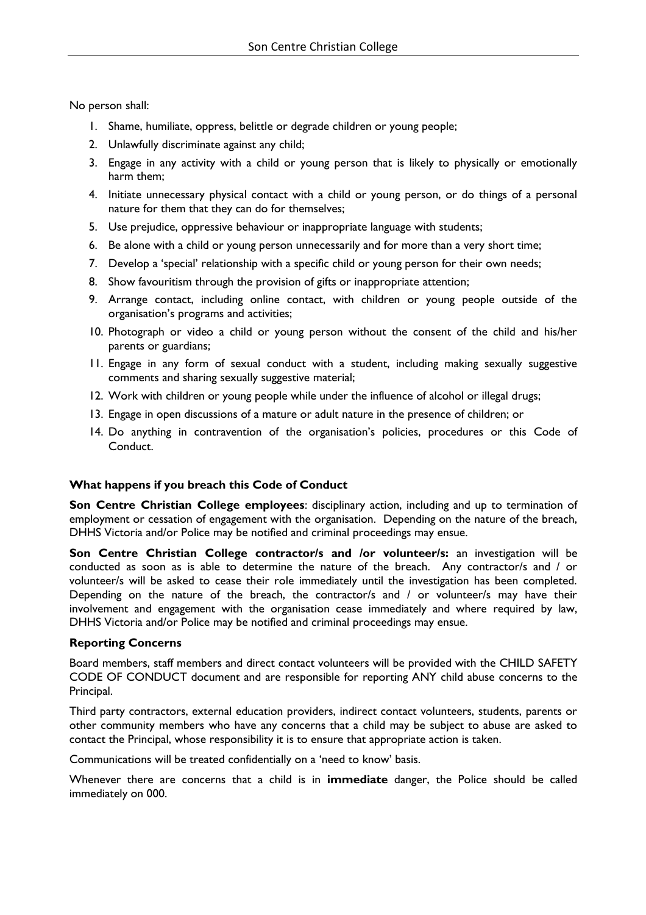No person shall:

1. Shame, humiliate, oppress, belittle or degrade children or young people;
2. Unlawfully discriminate against any child;
3. Engage in any activity with a child or young person that is likely to physically or emotionally harm them;
4. Initiate unnecessary physical contact with a child or young person, or do things of a personal nature for them that they can do for themselves;
5. Use prejudice, oppressive behaviour or inappropriate language with students;
6. Be alone with a child or young person unnecessarily and for more than a very short time;
7. Develop a 'special' relationship with a specific child or young person for their own needs;
8. Show favouritism through the provision of gifts or inappropriate attention;
9. Arrange contact, including online contact, with children or young people outside of the organisation's programs and activities;
10. Photograph or video a child or young person without the consent of the child and his/her parents or guardians;
11. Engage in any form of sexual conduct with a student, including making sexually suggestive comments and sharing sexually suggestive material;
12. Work with children or young people while under the influence of alcohol or illegal drugs;
13. Engage in open discussions of a mature or adult nature in the presence of children; or
14. Do anything in contravention of the organisation's policies, procedures or this Code of Conduct.

### What happens if you breach this Code of Conduct

**Son Centre Christian College employees**: disciplinary action, including and up to termination of employment or cessation of engagement with the organisation. Depending on the nature of the breach, DHHS Victoria and/or Police may be notified and criminal proceedings may ensue.

**Son Centre Christian College contractor/s and /or volunteer/s:** an investigation will be conducted as soon as is able to determine the nature of the breach. Any contractor/s and / or volunteer/s will be asked to cease their role immediately until the investigation has been completed. Depending on the nature of the breach, the contractor/s and / or volunteer/s may have their involvement and engagement with the organisation cease immediately and where required by law, DHHS Victoria and/or Police may be notified and criminal proceedings may ensue.

### Reporting Concerns

Board members, staff members and direct contact volunteers will be provided with the CHILD SAFETY CODE OF CONDUCT document and are responsible for reporting ANY child abuse concerns to the Principal.

Third party contractors, external education providers, indirect contact volunteers, students, parents or other community members who have any concerns that a child may be subject to abuse are asked to contact the Principal, whose responsibility it is to ensure that appropriate action is taken.

Communications will be treated confidentially on a 'need to know' basis.

Whenever there are concerns that a child is in **immediate** danger, the Police should be called immediately on 000.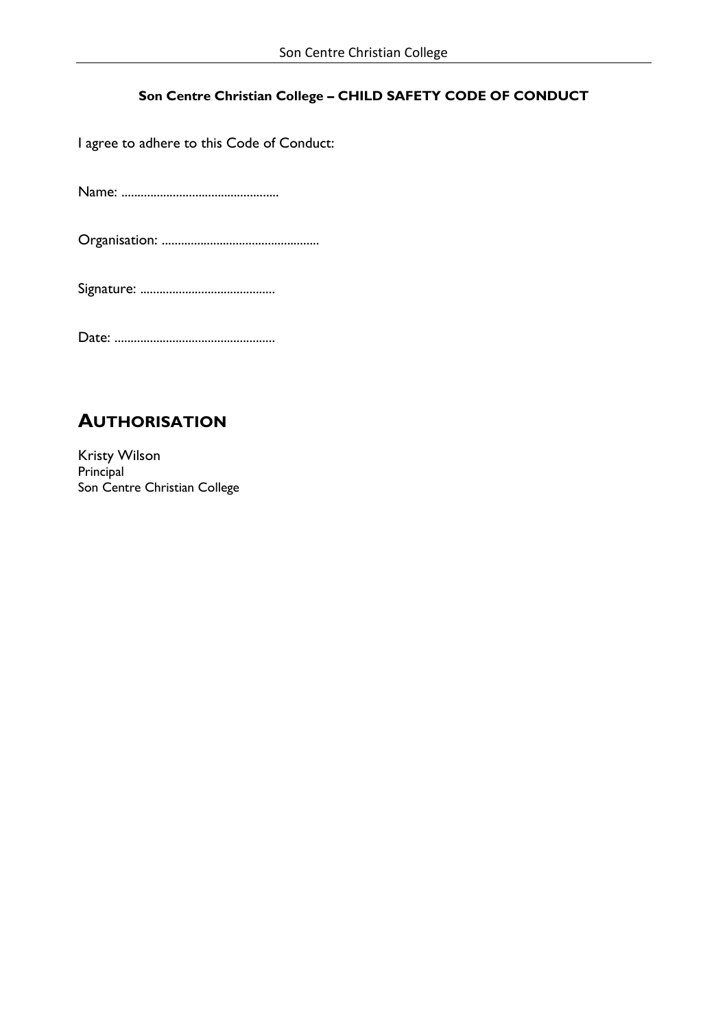**Son Centre Christian College – CHILD SAFETY CODE OF CONDUCT**

I agree to adhere to this Code of Conduct:

Name: ................................................

Organisation: ................................................

Signature: .........................................

Date: .................................................

## AUTHORISATION

Kristy Wilson
Principal
Son Centre Christian College